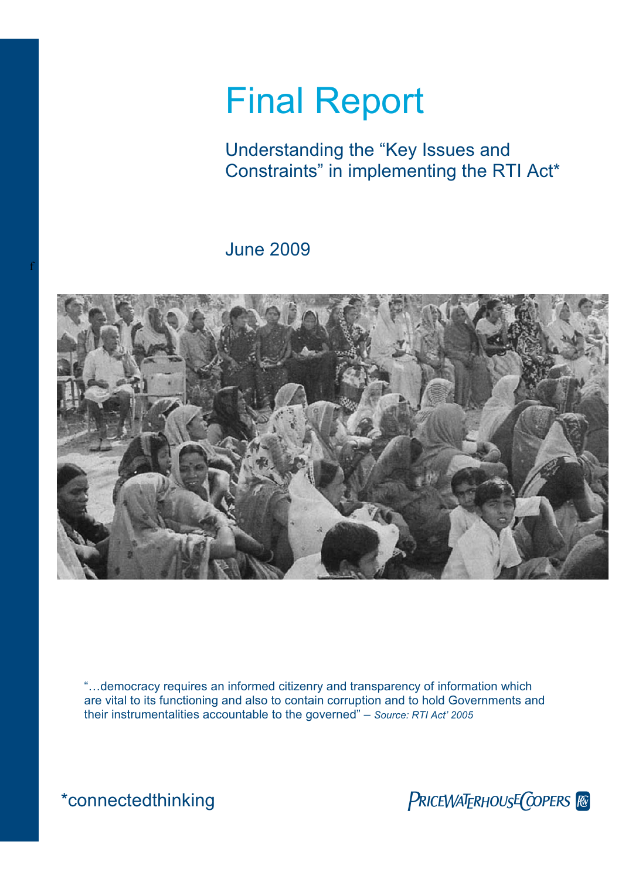# Final Report

Understanding the "Key Issues and Constraints" in implementing the RTI Act*

June 2009

"…democracy requires an informed citizenry and transparency of information which are vital to its functioning and also to contain corruption and to hold Governments and their instrumentalities accountable to the governed" – *Source: RTI Act' 2005*

*connectedthinking

PRICEWATERHOUSECOOPERS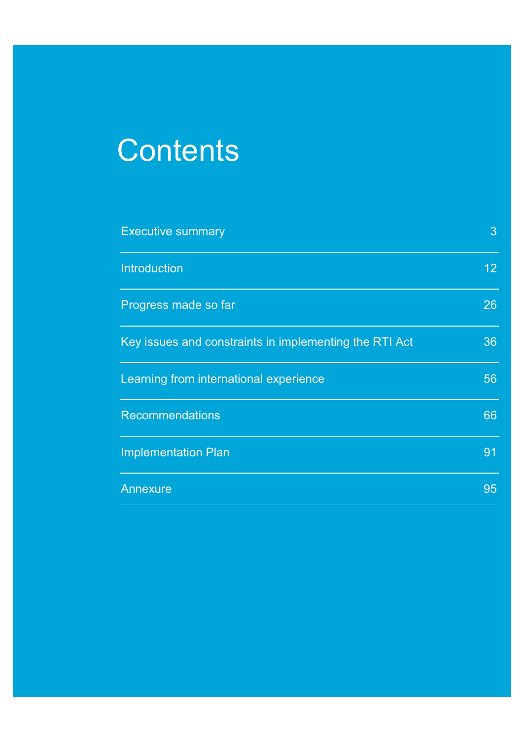# Contents

| | |
|---|---|
| Executive summary | 3 |
| Introduction | 12 |
| Progress made so far | 26 |
| Key issues and constraints in implementing the RTI Act | 36 |
| Learning from international experience | 56 |
| Recommendations | 66 |
| Implementation Plan | 91 |
| Annexure | 95 |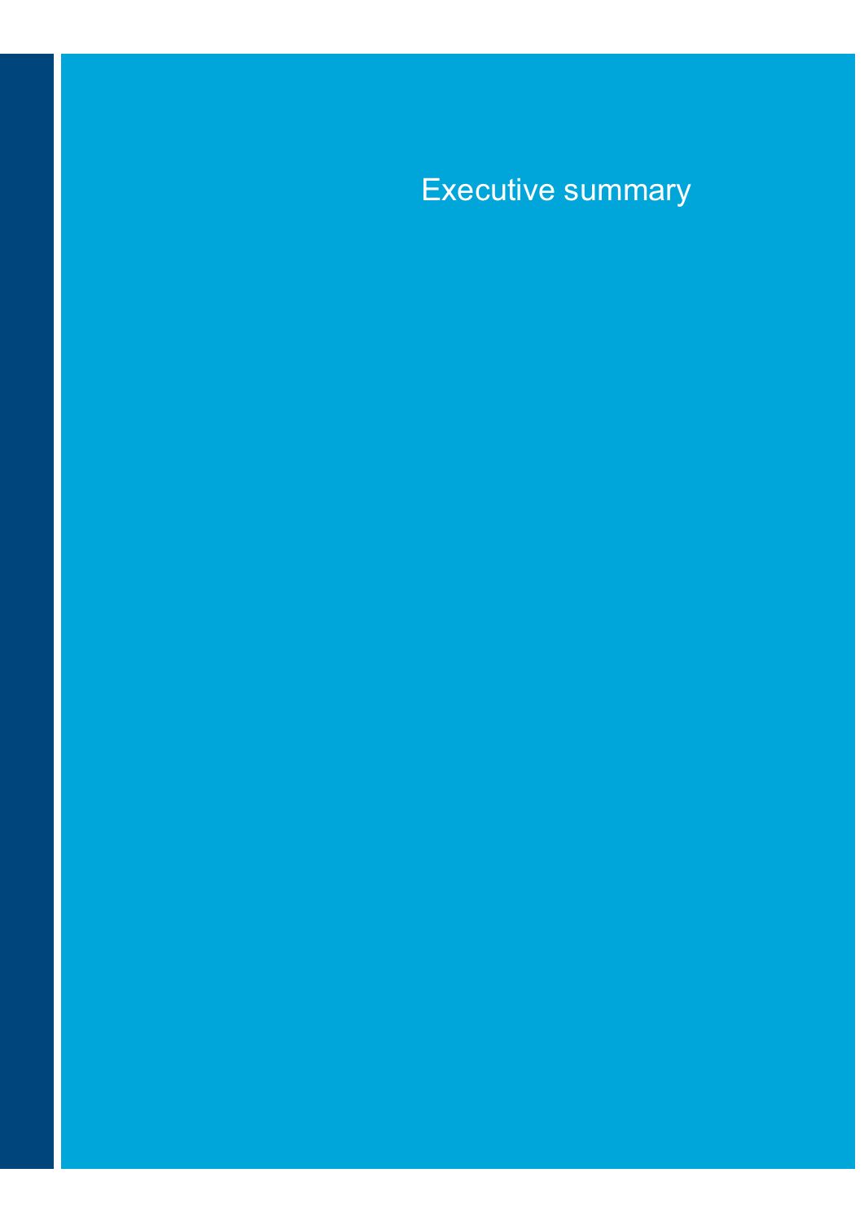# Executive summary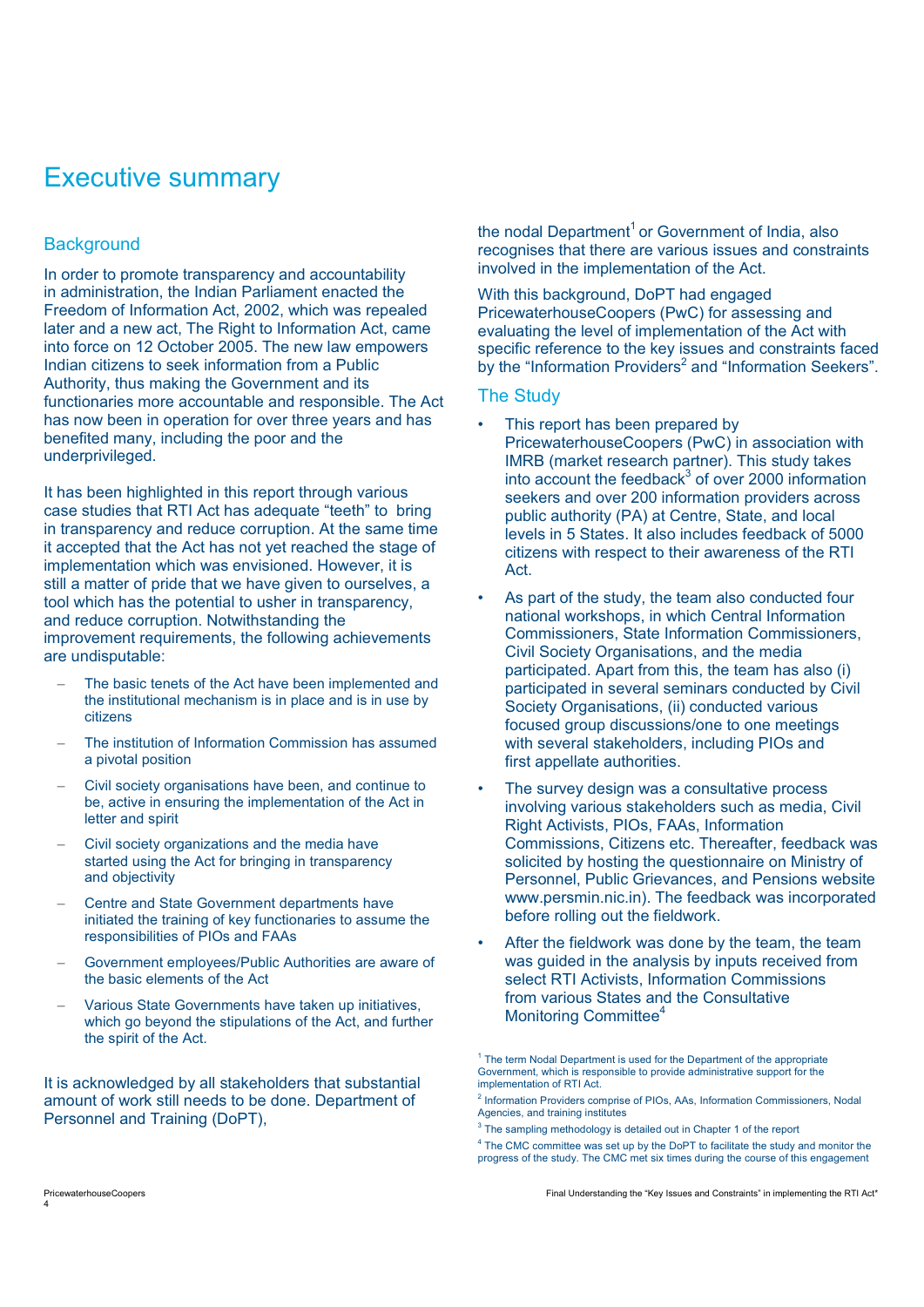# Executive summary

## Background

In order to promote transparency and accountability in administration, the Indian Parliament enacted the Freedom of Information Act, 2002, which was repealed later and a new act, The Right to Information Act, came into force on 12 October 2005. The new law empowers Indian citizens to seek information from a Public Authority, thus making the Government and its functionaries more accountable and responsible. The Act has now been in operation for over three years and has benefited many, including the poor and the underprivileged.

It has been highlighted in this report through various case studies that RTI Act has adequate "teeth" to bring in transparency and reduce corruption. At the same time it accepted that the Act has not yet reached the stage of implementation which was envisioned. However, it is still a matter of pride that we have given to ourselves, a tool which has the potential to usher in transparency, and reduce corruption. Notwithstanding the improvement requirements, the following achievements are undisputable:

- The basic tenets of the Act have been implemented and the institutional mechanism is in place and is in use by citizens
- The institution of Information Commission has assumed a pivotal position
- Civil society organisations have been, and continue to be, active in ensuring the implementation of the Act in letter and spirit
- Civil society organizations and the media have started using the Act for bringing in transparency and objectivity
- Centre and State Government departments have initiated the training of key functionaries to assume the responsibilities of PIOs and FAAs
- Government employees/Public Authorities are aware of the basic elements of the Act
- Various State Governments have taken up initiatives, which go beyond the stipulations of the Act, and further the spirit of the Act.

It is acknowledged by all stakeholders that substantial amount of work still needs to be done. Department of Personnel and Training (DoPT), the nodal Department[1] or Government of India, also recognises that there are various issues and constraints involved in the implementation of the Act.

With this background, DoPT had engaged PricewaterhouseCoopers (PwC) for assessing and evaluating the level of implementation of the Act with specific reference to the key issues and constraints faced by the "Information Providers[2] and "Information Seekers".

## The Study

- This report has been prepared by PricewaterhouseCoopers (PwC) in association with IMRB (market research partner). This study takes into account the feedback[3] of over 2000 information seekers and over 200 information providers across public authority (PA) at Centre, State, and local levels in 5 States. It also includes feedback of 5000 citizens with respect to their awareness of the RTI Act.
- As part of the study, the team also conducted four national workshops, in which Central Information Commissioners, State Information Commissioners, Civil Society Organisations, and the media participated. Apart from this, the team has also (i) participated in several seminars conducted by Civil Society Organisations, (ii) conducted various focused group discussions/one to one meetings with several stakeholders, including PIOs and first appellate authorities.
- The survey design was a consultative process involving various stakeholders such as media, Civil Right Activists, PIOs, FAAs, Information Commissions, Citizens etc. Thereafter, feedback was solicited by hosting the questionnaire on Ministry of Personnel, Public Grievances, and Pensions website www.persmin.nic.in). The feedback was incorporated before rolling out the fieldwork.
- After the fieldwork was done by the team, the team was guided in the analysis by inputs received from select RTI Activists, Information Commissions from various States and the Consultative Monitoring Committee[4]

[1] The term Nodal Department is used for the Department of the appropriate Government, which is responsible to provide administrative support for the implementation of RTI Act.

[2] Information Providers comprise of PIOs, AAs, Information Commissioners, Nodal Agencies, and training institutes

[3] The sampling methodology is detailed out in Chapter 1 of the report

[4] The CMC committee was set up by the DoPT to facilitate the study and monitor the progress of the study. The CMC met six times during the course of this engagement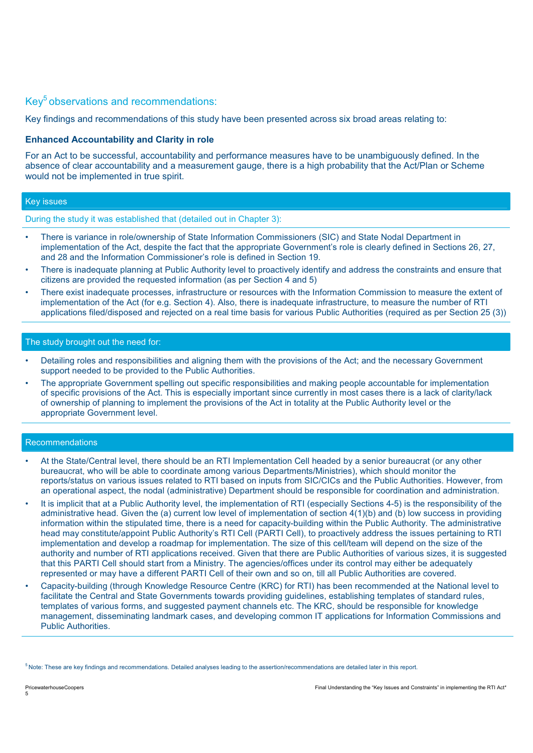## Key[5] observations and recommendations:

Key findings and recommendations of this study have been presented across six broad areas relating to:

### Enhanced Accountability and Clarity in role

For an Act to be successful, accountability and performance measures have to be unambiguously defined. In the absence of clear accountability and a measurement gauge, there is a high probability that the Act/Plan or Scheme would not be implemented in true spirit.

#### Key issues

During the study it was established that (detailed out in Chapter 3):

- There is variance in role/ownership of State Information Commissioners (SIC) and State Nodal Department in implementation of the Act, despite the fact that the appropriate Government's role is clearly defined in Sections 26, 27, and 28 and the Information Commissioner's role is defined in Section 19.
- There is inadequate planning at Public Authority level to proactively identify and address the constraints and ensure that citizens are provided the requested information (as per Section 4 and 5)
- There exist inadequate processes, infrastructure or resources with the Information Commission to measure the extent of implementation of the Act (for e.g. Section 4). Also, there is inadequate infrastructure, to measure the number of RTI applications filed/disposed and rejected on a real time basis for various Public Authorities (required as per Section 25 (3))

#### The study brought out the need for:

- Detailing roles and responsibilities and aligning them with the provisions of the Act; and the necessary Government support needed to be provided to the Public Authorities.
- The appropriate Government spelling out specific responsibilities and making people accountable for implementation of specific provisions of the Act. This is especially important since currently in most cases there is a lack of clarity/lack of ownership of planning to implement the provisions of the Act in totality at the Public Authority level or the appropriate Government level.

#### Recommendations

- At the State/Central level, there should be an RTI Implementation Cell headed by a senior bureaucrat (or any other bureaucrat, who will be able to coordinate among various Departments/Ministries), which should monitor the reports/status on various issues related to RTI based on inputs from SIC/CICs and the Public Authorities. However, from an operational aspect, the nodal (administrative) Department should be responsible for coordination and administration.
- It is implicit that at a Public Authority level, the implementation of RTI (especially Sections 4-5) is the responsibility of the administrative head. Given the (a) current low level of implementation of section 4(1)(b) and (b) low success in providing information within the stipulated time, there is a need for capacity-building within the Public Authority. The administrative head may constitute/appoint Public Authority's RTI Cell (PARTI Cell), to proactively address the issues pertaining to RTI implementation and develop a roadmap for implementation. The size of this cell/team will depend on the size of the authority and number of RTI applications received. Given that there are Public Authorities of various sizes, it is suggested that this PARTI Cell should start from a Ministry. The agencies/offices under its control may either be adequately represented or may have a different PARTI Cell of their own and so on, till all Public Authorities are covered.
- Capacity-building (through Knowledge Resource Centre (KRC) for RTI) has been recommended at the National level to facilitate the Central and State Governments towards providing guidelines, establishing templates of standard rules, templates of various forms, and suggested payment channels etc. The KRC, should be responsible for knowledge management, disseminating landmark cases, and developing common IT applications for Information Commissions and Public Authorities.

[5] Note: These are key findings and recommendations. Detailed analyses leading to the assertion/recommendations are detailed later in this report.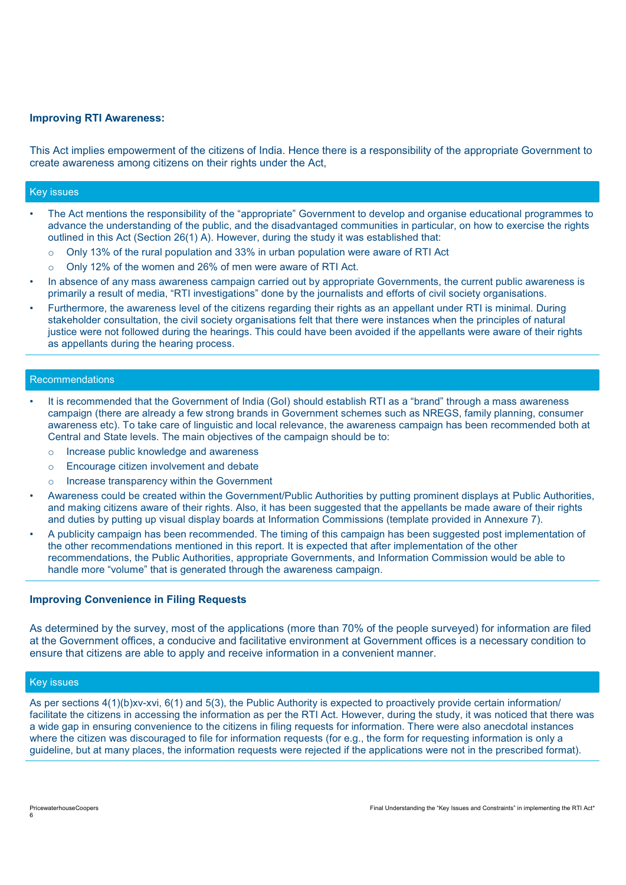### Improving RTI Awareness:

This Act implies empowerment of the citizens of India. Hence there is a responsibility of the appropriate Government to create awareness among citizens on their rights under the Act,

#### Key issues

- The Act mentions the responsibility of the "appropriate" Government to develop and organise educational programmes to advance the understanding of the public, and the disadvantaged communities in particular, on how to exercise the rights outlined in this Act (Section 26(1) A). However, during the study it was established that:
  - Only 13% of the rural population and 33% in urban population were aware of RTI Act
  - Only 12% of the women and 26% of men were aware of RTI Act.
- In absence of any mass awareness campaign carried out by appropriate Governments, the current public awareness is primarily a result of media, "RTI investigations" done by the journalists and efforts of civil society organisations.
- Furthermore, the awareness level of the citizens regarding their rights as an appellant under RTI is minimal. During stakeholder consultation, the civil society organisations felt that there were instances when the principles of natural justice were not followed during the hearings. This could have been avoided if the appellants were aware of their rights as appellants during the hearing process.

#### Recommendations

- It is recommended that the Government of India (GoI) should establish RTI as a "brand" through a mass awareness campaign (there are already a few strong brands in Government schemes such as NREGS, family planning, consumer awareness etc). To take care of linguistic and local relevance, the awareness campaign has been recommended both at Central and State levels. The main objectives of the campaign should be to:
  - Increase public knowledge and awareness
  - Encourage citizen involvement and debate
  - Increase transparency within the Government
- Awareness could be created within the Government/Public Authorities by putting prominent displays at Public Authorities, and making citizens aware of their rights. Also, it has been suggested that the appellants be made aware of their rights and duties by putting up visual display boards at Information Commissions (template provided in Annexure 7).
- A publicity campaign has been recommended. The timing of this campaign has been suggested post implementation of the other recommendations mentioned in this report. It is expected that after implementation of the other recommendations, the Public Authorities, appropriate Governments, and Information Commission would be able to handle more "volume" that is generated through the awareness campaign.

### Improving Convenience in Filing Requests

As determined by the survey, most of the applications (more than 70% of the people surveyed) for information are filed at the Government offices, a conducive and facilitative environment at Government offices is a necessary condition to ensure that citizens are able to apply and receive information in a convenient manner.

#### Key issues

As per sections 4(1)(b)xv-xvi, 6(1) and 5(3), the Public Authority is expected to proactively provide certain information/ facilitate the citizens in accessing the information as per the RTI Act. However, during the study, it was noticed that there was a wide gap in ensuring convenience to the citizens in filing requests for information. There were also anecdotal instances where the citizen was discouraged to file for information requests (for e.g., the form for requesting information is only a guideline, but at many places, the information requests were rejected if the applications were not in the prescribed format).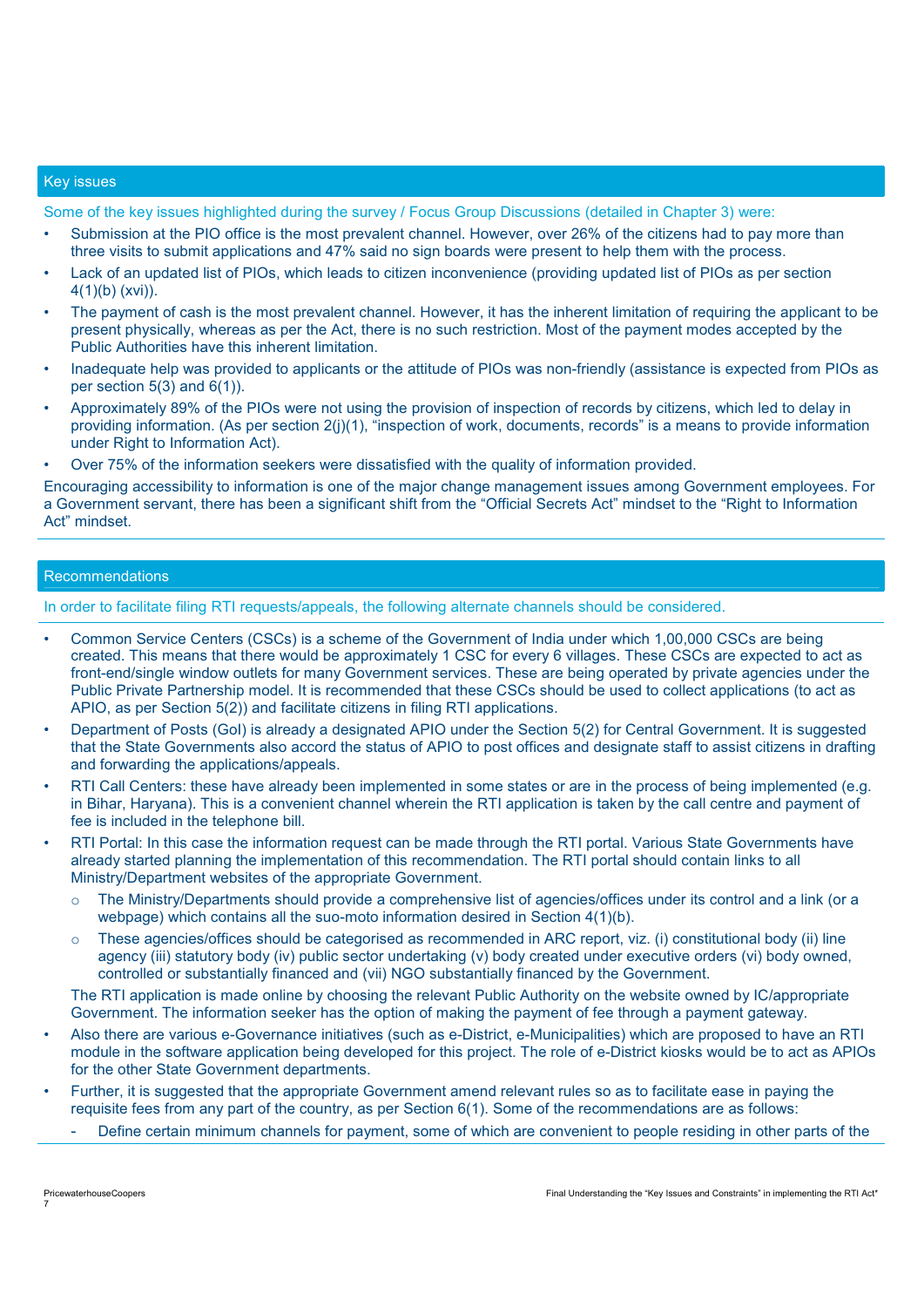## Key issues

Some of the key issues highlighted during the survey / Focus Group Discussions (detailed in Chapter 3) were:

- Submission at the PIO office is the most prevalent channel. However, over 26% of the citizens had to pay more than three visits to submit applications and 47% said no sign boards were present to help them with the process.
- Lack of an updated list of PIOs, which leads to citizen inconvenience (providing updated list of PIOs as per section 4(1)(b) (xvi)).
- The payment of cash is the most prevalent channel. However, it has the inherent limitation of requiring the applicant to be present physically, whereas as per the Act, there is no such restriction. Most of the payment modes accepted by the Public Authorities have this inherent limitation.
- Inadequate help was provided to applicants or the attitude of PIOs was non-friendly (assistance is expected from PIOs as per section 5(3) and 6(1)).
- Approximately 89% of the PIOs were not using the provision of inspection of records by citizens, which led to delay in providing information. (As per section 2(j)(1), "inspection of work, documents, records" is a means to provide information under Right to Information Act).
- Over 75% of the information seekers were dissatisfied with the quality of information provided.

Encouraging accessibility to information is one of the major change management issues among Government employees. For a Government servant, there has been a significant shift from the "Official Secrets Act" mindset to the "Right to Information Act" mindset.

## Recommendations

In order to facilitate filing RTI requests/appeals, the following alternate channels should be considered.

- Common Service Centers (CSCs) is a scheme of the Government of India under which 1,00,000 CSCs are being created. This means that there would be approximately 1 CSC for every 6 villages. These CSCs are expected to act as front-end/single window outlets for many Government services. These are being operated by private agencies under the Public Private Partnership model. It is recommended that these CSCs should be used to collect applications (to act as APIO, as per Section 5(2)) and facilitate citizens in filing RTI applications.
- Department of Posts (GoI) is already a designated APIO under the Section 5(2) for Central Government. It is suggested that the State Governments also accord the status of APIO to post offices and designate staff to assist citizens in drafting and forwarding the applications/appeals.
- RTI Call Centers: these have already been implemented in some states or are in the process of being implemented (e.g. in Bihar, Haryana). This is a convenient channel wherein the RTI application is taken by the call centre and payment of fee is included in the telephone bill.
- RTI Portal: In this case the information request can be made through the RTI portal. Various State Governments have already started planning the implementation of this recommendation. The RTI portal should contain links to all Ministry/Department websites of the appropriate Government.
  - The Ministry/Departments should provide a comprehensive list of agencies/offices under its control and a link (or a webpage) which contains all the suo-moto information desired in Section 4(1)(b).
  - These agencies/offices should be categorised as recommended in ARC report, viz. (i) constitutional body (ii) line agency (iii) statutory body (iv) public sector undertaking (v) body created under executive orders (vi) body owned, controlled or substantially financed and (vii) NGO substantially financed by the Government.

  The RTI application is made online by choosing the relevant Public Authority on the website owned by IC/appropriate Government. The information seeker has the option of making the payment of fee through a payment gateway.
- Also there are various e-Governance initiatives (such as e-District, e-Municipalities) which are proposed to have an RTI module in the software application being developed for this project. The role of e-District kiosks would be to act as APIOs for the other State Government departments.
- Further, it is suggested that the appropriate Government amend relevant rules so as to facilitate ease in paying the requisite fees from any part of the country, as per Section 6(1). Some of the recommendations are as follows:
  - Define certain minimum channels for payment, some of which are convenient to people residing in other parts of the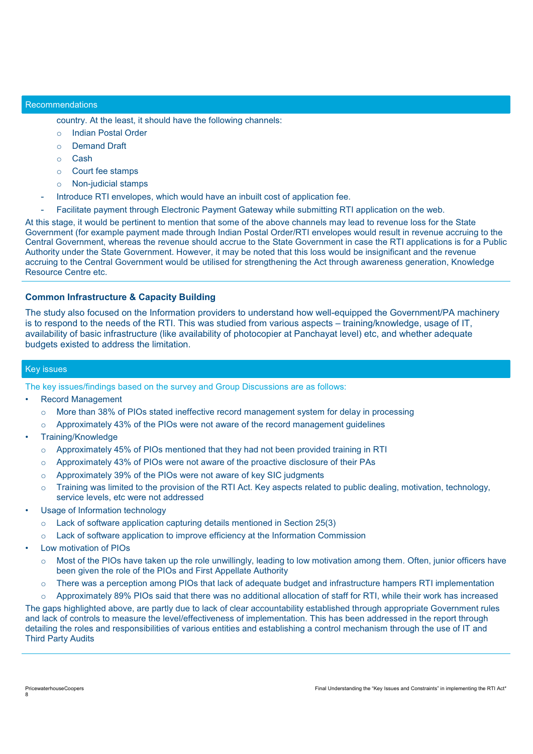## Recommendations

country. At the least, it should have the following channels:

  - Indian Postal Order
  - Demand Draft
  - Cash
  - Court fee stamps
  - Non-judicial stamps

- Introduce RTI envelopes, which would have an inbuilt cost of application fee.
- Facilitate payment through Electronic Payment Gateway while submitting RTI application on the web.

At this stage, it would be pertinent to mention that some of the above channels may lead to revenue loss for the State Government (for example payment made through Indian Postal Order/RTI envelopes would result in revenue accruing to the Central Government, whereas the revenue should accrue to the State Government in case the RTI applications is for a Public Authority under the State Government. However, it may be noted that this loss would be insignificant and the revenue accruing to the Central Government would be utilised for strengthening the Act through awareness generation, Knowledge Resource Centre etc.

### Common Infrastructure & Capacity Building

The study also focused on the Information providers to understand how well-equipped the Government/PA machinery is to respond to the needs of the RTI. This was studied from various aspects – training/knowledge, usage of IT, availability of basic infrastructure (like availability of photocopier at Panchayat level) etc, and whether adequate budgets existed to address the limitation.

## Key issues

The key issues/findings based on the survey and Group Discussions are as follows:

- Record Management
  - More than 38% of PIOs stated ineffective record management system for delay in processing
  - Approximately 43% of the PIOs were not aware of the record management guidelines
- Training/Knowledge
  - Approximately 45% of PIOs mentioned that they had not been provided training in RTI
  - Approximately 43% of PIOs were not aware of the proactive disclosure of their PAs
  - Approximately 39% of the PIOs were not aware of key SIC judgments
  - Training was limited to the provision of the RTI Act. Key aspects related to public dealing, motivation, technology, service levels, etc were not addressed
- Usage of Information technology
  - Lack of software application capturing details mentioned in Section 25(3)
  - Lack of software application to improve efficiency at the Information Commission
- Low motivation of PIOs
  - Most of the PIOs have taken up the role unwillingly, leading to low motivation among them. Often, junior officers have been given the role of the PIOs and First Appellate Authority
  - There was a perception among PIOs that lack of adequate budget and infrastructure hampers RTI implementation
  - Approximately 89% PIOs said that there was no additional allocation of staff for RTI, while their work has increased

The gaps highlighted above, are partly due to lack of clear accountability established through appropriate Government rules and lack of controls to measure the level/effectiveness of implementation. This has been addressed in the report through detailing the roles and responsibilities of various entities and establishing a control mechanism through the use of IT and Third Party Audits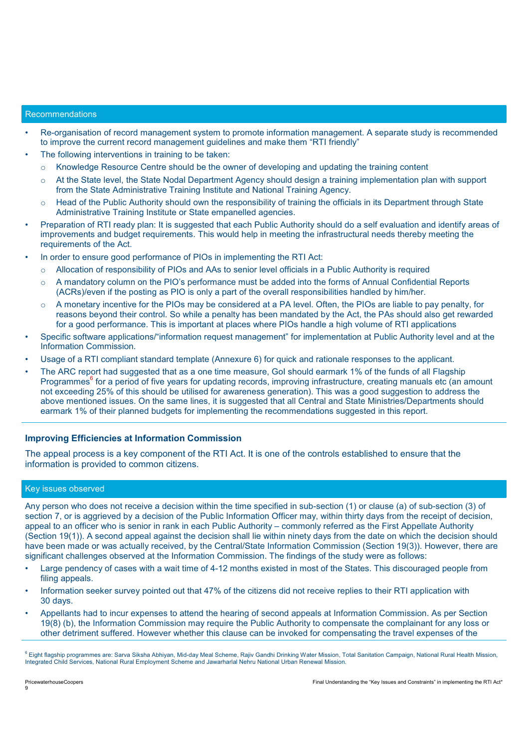## Recommendations

- Re-organisation of record management system to promote information management. A separate study is recommended to improve the current record management guidelines and make them "RTI friendly"
- The following interventions in training to be taken:
  - Knowledge Resource Centre should be the owner of developing and updating the training content
  - At the State level, the State Nodal Department Agency should design a training implementation plan with support from the State Administrative Training Institute and National Training Agency.
  - Head of the Public Authority should own the responsibility of training the officials in its Department through State Administrative Training Institute or State empanelled agencies.
- Preparation of RTI ready plan: It is suggested that each Public Authority should do a self evaluation and identify areas of improvements and budget requirements. This would help in meeting the infrastructural needs thereby meeting the requirements of the Act.
- In order to ensure good performance of PIOs in implementing the RTI Act:
  - Allocation of responsibility of PIOs and AAs to senior level officials in a Public Authority is required
  - A mandatory column on the PIO's performance must be added into the forms of Annual Confidential Reports (ACRs)/even if the posting as PIO is only a part of the overall responsibilities handled by him/her.
  - A monetary incentive for the PIOs may be considered at a PA level. Often, the PIOs are liable to pay penalty, for reasons beyond their control. So while a penalty has been mandated by the Act, the PAs should also get rewarded for a good performance. This is important at places where PIOs handle a high volume of RTI applications
- Specific software applications/"information request management" for implementation at Public Authority level and at the Information Commission.
- Usage of a RTI compliant standard template (Annexure 6) for quick and rationale responses to the applicant.
- The ARC report had suggested that as a one time measure, GoI should earmark 1% of the funds of all Flagship Programmes[6] for a period of five years for updating records, improving infrastructure, creating manuals etc (an amount not exceeding 25% of this should be utilised for awareness generation). This was a good suggestion to address the above mentioned issues. On the same lines, it is suggested that all Central and State Ministries/Departments should earmark 1% of their planned budgets for implementing the recommendations suggested in this report.

### Improving Efficiencies at Information Commission

The appeal process is a key component of the RTI Act. It is one of the controls established to ensure that the information is provided to common citizens.

## Key issues observed

Any person who does not receive a decision within the time specified in sub-section (1) or clause (a) of sub-section (3) of section 7, or is aggrieved by a decision of the Public Information Officer may, within thirty days from the receipt of decision, appeal to an officer who is senior in rank in each Public Authority – commonly referred as the First Appellate Authority (Section 19(1)). A second appeal against the decision shall lie within ninety days from the date on which the decision should have been made or was actually received, by the Central/State Information Commission (Section 19(3)). However, there are significant challenges observed at the Information Commission. The findings of the study were as follows:

- Large pendency of cases with a wait time of 4-12 months existed in most of the States. This discouraged people from filing appeals.
- Information seeker survey pointed out that 47% of the citizens did not receive replies to their RTI application with 30 days.
- Appellants had to incur expenses to attend the hearing of second appeals at Information Commission. As per Section 19(8) (b), the Information Commission may require the Public Authority to compensate the complainant for any loss or other detriment suffered. However whether this clause can be invoked for compensating the travel expenses of the

[6] Eight flagship programmes are: Sarva Siksha Abhiyan, Mid-day Meal Scheme, Rajiv Gandhi Drinking Water Mission, Total Sanitation Campaign, National Rural Health Mission, Integrated Child Services, National Rural Employment Scheme and Jawarharlal Nehru National Urban Renewal Mission.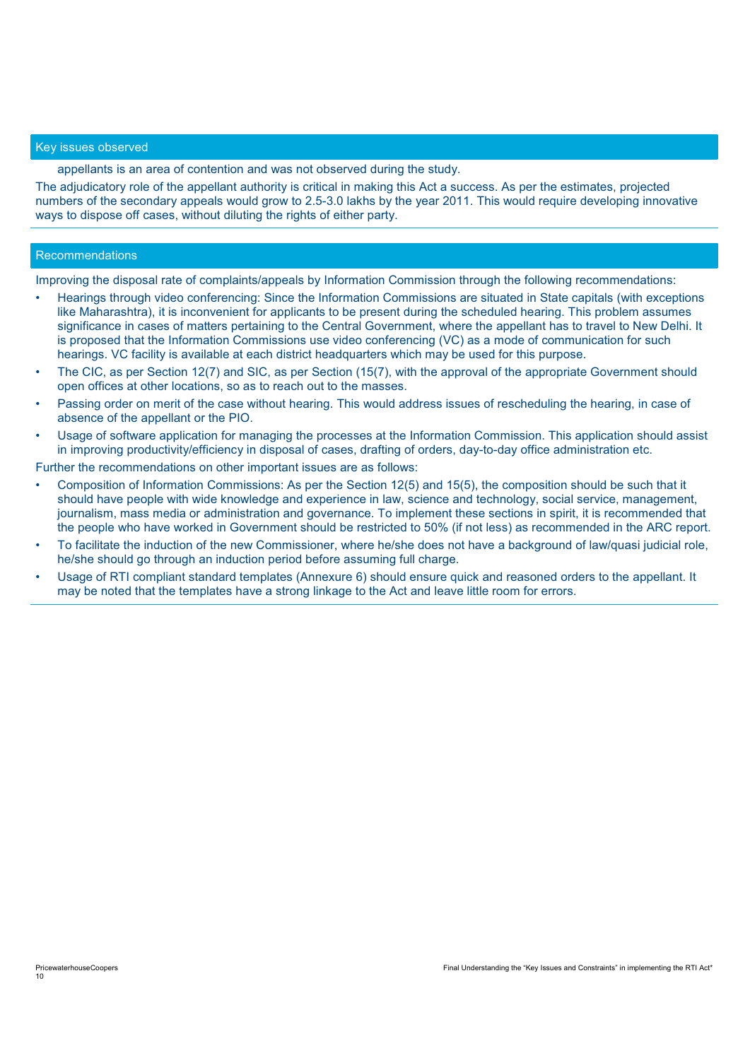## Key issues observed

appellants is an area of contention and was not observed during the study.

The adjudicatory role of the appellant authority is critical in making this Act a success. As per the estimates, projected numbers of the secondary appeals would grow to 2.5-3.0 lakhs by the year 2011. This would require developing innovative ways to dispose off cases, without diluting the rights of either party.

## Recommendations

Improving the disposal rate of complaints/appeals by Information Commission through the following recommendations:

- Hearings through video conferencing: Since the Information Commissions are situated in State capitals (with exceptions like Maharashtra), it is inconvenient for applicants to be present during the scheduled hearing. This problem assumes significance in cases of matters pertaining to the Central Government, where the appellant has to travel to New Delhi. It is proposed that the Information Commissions use video conferencing (VC) as a mode of communication for such hearings. VC facility is available at each district headquarters which may be used for this purpose.
- The CIC, as per Section 12(7) and SIC, as per Section (15(7), with the approval of the appropriate Government should open offices at other locations, so as to reach out to the masses.
- Passing order on merit of the case without hearing. This would address issues of rescheduling the hearing, in case of absence of the appellant or the PIO.
- Usage of software application for managing the processes at the Information Commission. This application should assist in improving productivity/efficiency in disposal of cases, drafting of orders, day-to-day office administration etc.

Further the recommendations on other important issues are as follows:

- Composition of Information Commissions: As per the Section 12(5) and 15(5), the composition should be such that it should have people with wide knowledge and experience in law, science and technology, social service, management, journalism, mass media or administration and governance. To implement these sections in spirit, it is recommended that the people who have worked in Government should be restricted to 50% (if not less) as recommended in the ARC report.
- To facilitate the induction of the new Commissioner, where he/she does not have a background of law/quasi judicial role, he/she should go through an induction period before assuming full charge.
- Usage of RTI compliant standard templates (Annexure 6) should ensure quick and reasoned orders to the appellant. It may be noted that the templates have a strong linkage to the Act and leave little room for errors.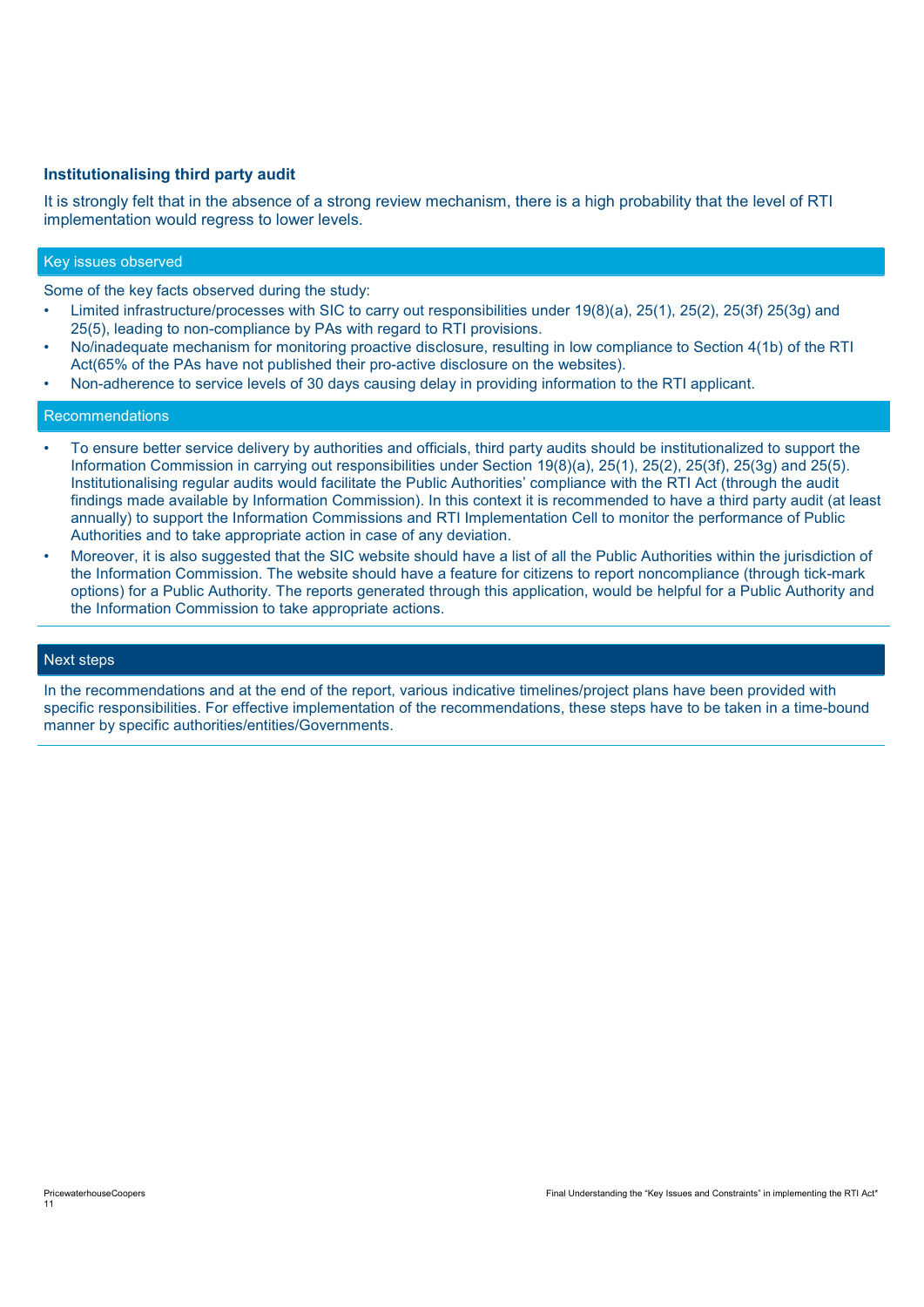### Institutionalising third party audit

It is strongly felt that in the absence of a strong review mechanism, there is a high probability that the level of RTI implementation would regress to lower levels.

#### Key issues observed

Some of the key facts observed during the study:

- Limited infrastructure/processes with SIC to carry out responsibilities under 19(8)(a), 25(1), 25(2), 25(3f) 25(3g) and 25(5), leading to non-compliance by PAs with regard to RTI provisions.
- No/inadequate mechanism for monitoring proactive disclosure, resulting in low compliance to Section 4(1b) of the RTI Act(65% of the PAs have not published their pro-active disclosure on the websites).
- Non-adherence to service levels of 30 days causing delay in providing information to the RTI applicant.

#### Recommendations

- To ensure better service delivery by authorities and officials, third party audits should be institutionalized to support the Information Commission in carrying out responsibilities under Section 19(8)(a), 25(1), 25(2), 25(3f), 25(3g) and 25(5). Institutionalising regular audits would facilitate the Public Authorities' compliance with the RTI Act (through the audit findings made available by Information Commission). In this context it is recommended to have a third party audit (at least annually) to support the Information Commissions and RTI Implementation Cell to monitor the performance of Public Authorities and to take appropriate action in case of any deviation.
- Moreover, it is also suggested that the SIC website should have a list of all the Public Authorities within the jurisdiction of the Information Commission. The website should have a feature for citizens to report noncompliance (through tick-mark options) for a Public Authority. The reports generated through this application, would be helpful for a Public Authority and the Information Commission to take appropriate actions.

#### Next steps

In the recommendations and at the end of the report, various indicative timelines/project plans have been provided with specific responsibilities. For effective implementation of the recommendations, these steps have to be taken in a time-bound manner by specific authorities/entities/Governments.